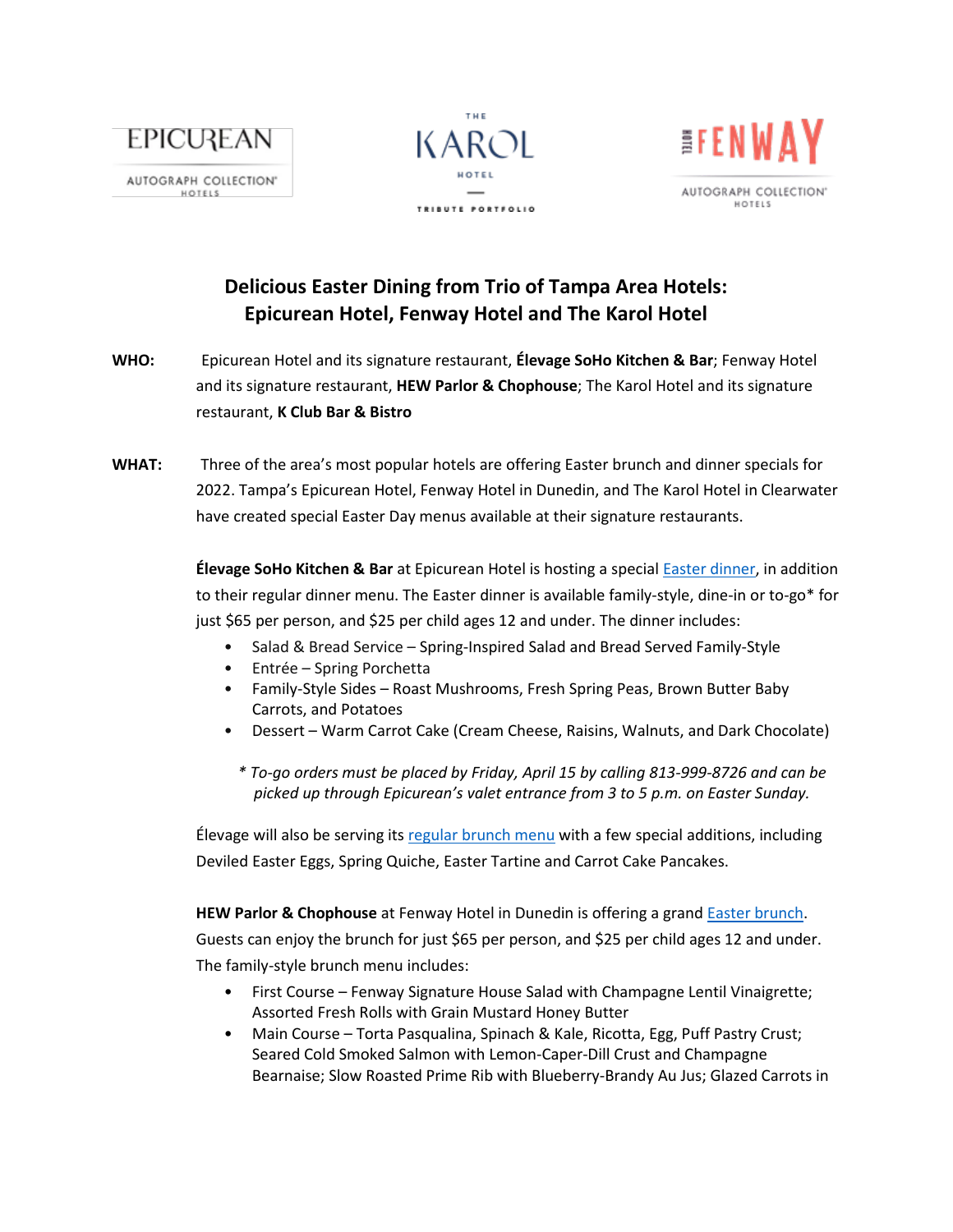EPICUREAN AUTOGRAPH COLLECTION HOTELS

THE KAROL HOTEL TRIBUTE PORTFOLIO

HOTEL FENWAY AUTOGRAPH COLLECTION HOTELS

# Delicious Easter Dining from Trio of Tampa Area Hotels: Epicurean Hotel, Fenway Hotel and The Karol Hotel

**WHO:** Epicurean Hotel and its signature restaurant, **Élevage SoHo Kitchen & Bar**; Fenway Hotel and its signature restaurant, **HEW Parlor & Chophouse**; The Karol Hotel and its signature restaurant, **K Club Bar & Bistro**

**WHAT:** Three of the area's most popular hotels are offering Easter brunch and dinner specials for 2022. Tampa's Epicurean Hotel, Fenway Hotel in Dunedin, and The Karol Hotel in Clearwater have created special Easter Day menus available at their signature restaurants.

**Élevage SoHo Kitchen & Bar** at Epicurean Hotel is hosting a special Easter dinner, in addition to their regular dinner menu. The Easter dinner is available family-style, dine-in or to-go* for just $65 per person, and $25 per child ages 12 and under. The dinner includes:

- Salad & Bread Service – Spring-Inspired Salad and Bread Served Family-Style
- Entrée – Spring Porchetta
- Family-Style Sides – Roast Mushrooms, Fresh Spring Peas, Brown Butter Baby Carrots, and Potatoes
- Dessert – Warm Carrot Cake (Cream Cheese, Raisins, Walnuts, and Dark Chocolate)

*\* To-go orders must be placed by Friday, April 15 by calling 813-999-8726 and can be picked up through Epicurean's valet entrance from 3 to 5 p.m. on Easter Sunday.*

Élevage will also be serving its regular brunch menu with a few special additions, including Deviled Easter Eggs, Spring Quiche, Easter Tartine and Carrot Cake Pancakes.

**HEW Parlor & Chophouse** at Fenway Hotel in Dunedin is offering a grand Easter brunch. Guests can enjoy the brunch for just $65 per person, and $25 per child ages 12 and under. The family-style brunch menu includes:

- First Course – Fenway Signature House Salad with Champagne Lentil Vinaigrette; Assorted Fresh Rolls with Grain Mustard Honey Butter
- Main Course – Torta Pasqualina, Spinach & Kale, Ricotta, Egg, Puff Pastry Crust; Seared Cold Smoked Salmon with Lemon-Caper-Dill Crust and Champagne Bearnaise; Slow Roasted Prime Rib with Blueberry-Brandy Au Jus; Glazed Carrots in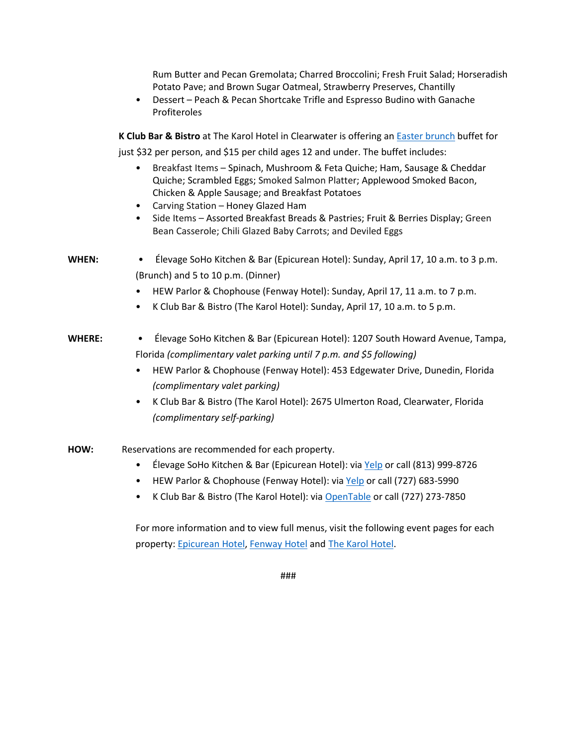Rum Butter and Pecan Gremolata; Charred Broccolini; Fresh Fruit Salad; Horseradish Potato Pave; and Brown Sugar Oatmeal, Strawberry Preserves, Chantilly

- Dessert – Peach & Pecan Shortcake Trifle and Espresso Budino with Ganache Profiteroles

**K Club Bar & Bistro** at The Karol Hotel in Clearwater is offering an Easter brunch buffet for just $32 per person, and $15 per child ages 12 and under. The buffet includes:

- Breakfast Items – Spinach, Mushroom & Feta Quiche; Ham, Sausage & Cheddar Quiche; Scrambled Eggs; Smoked Salmon Platter; Applewood Smoked Bacon, Chicken & Apple Sausage; and Breakfast Potatoes
- Carving Station – Honey Glazed Ham
- Side Items – Assorted Breakfast Breads & Pastries; Fruit & Berries Display; Green Bean Casserole; Chili Glazed Baby Carrots; and Deviled Eggs

**WHEN:**

- Élevage SoHo Kitchen & Bar (Epicurean Hotel): Sunday, April 17, 10 a.m. to 3 p.m. (Brunch) and 5 to 10 p.m. (Dinner)
- HEW Parlor & Chophouse (Fenway Hotel): Sunday, April 17, 11 a.m. to 7 p.m.
- K Club Bar & Bistro (The Karol Hotel): Sunday, April 17, 10 a.m. to 5 p.m.

**WHERE:**

- Élevage SoHo Kitchen & Bar (Epicurean Hotel): 1207 South Howard Avenue, Tampa, Florida *(complimentary valet parking until 7 p.m. and $5 following)*
- HEW Parlor & Chophouse (Fenway Hotel): 453 Edgewater Drive, Dunedin, Florida *(complimentary valet parking)*
- K Club Bar & Bistro (The Karol Hotel): 2675 Ulmerton Road, Clearwater, Florida *(complimentary self-parking)*

**HOW:** Reservations are recommended for each property.

- Élevage SoHo Kitchen & Bar (Epicurean Hotel): via Yelp or call (813) 999-8726
- HEW Parlor & Chophouse (Fenway Hotel): via Yelp or call (727) 683-5990
- K Club Bar & Bistro (The Karol Hotel): via OpenTable or call (727) 273-7850

For more information and to view full menus, visit the following event pages for each property: Epicurean Hotel, Fenway Hotel and The Karol Hotel.

###